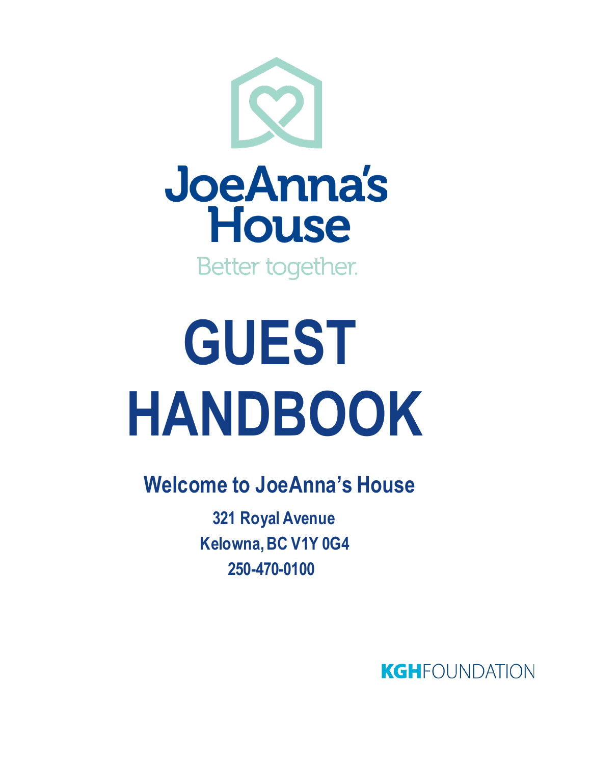JoeAnna's House

Better together.

# GUEST HANDBOOK

## Welcome to JoeAnna's House

**321 Royal Avenue**
**Kelowna, BC V1Y 0G4**
**250-470-0100**

KGHFOUNDATION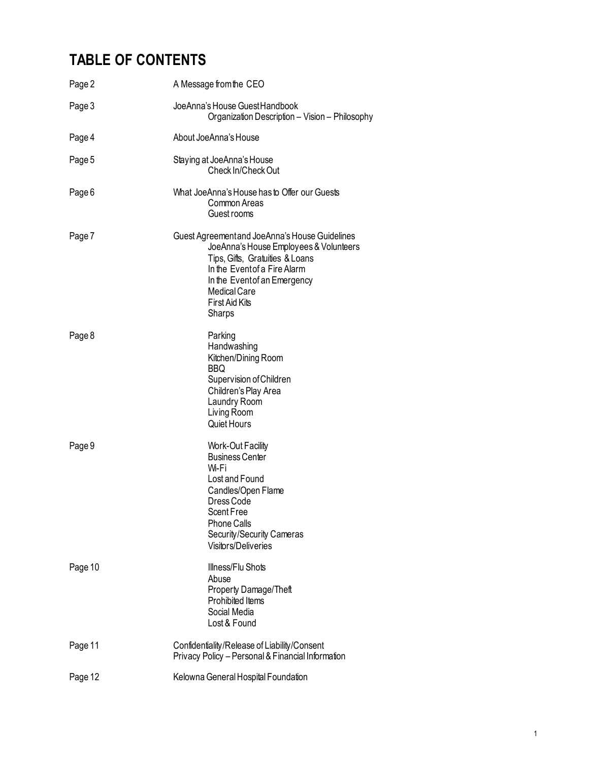# TABLE OF CONTENTS

| Page | Contents |
|---|---|
| Page 2 | A Message from the CEO |
| Page 3 | JoeAnna's House Guest Handbook<br>Organization Description – Vision – Philosophy |
| Page 4 | About JoeAnna's House |
| Page 5 | Staying at JoeAnna's House<br>Check In/Check Out |
| Page 6 | What JoeAnna's House has to Offer our Guests<br>Common Areas<br>Guest rooms |
| Page 7 | Guest Agreement and JoeAnna's House Guidelines<br>JoeAnna's House Employees & Volunteers<br>Tips, Gifts, Gratuities & Loans<br>In the Event of a Fire Alarm<br>In the Event of an Emergency<br>Medical Care<br>First Aid Kits<br>Sharps |
| Page 8 | Parking<br>Handwashing<br>Kitchen/Dining Room<br>BBQ<br>Supervision of Children<br>Children's Play Area<br>Laundry Room<br>Living Room<br>Quiet Hours |
| Page 9 | Work-Out Facility<br>Business Center<br>Wi-Fi<br>Lost and Found<br>Candles/Open Flame<br>Dress Code<br>Scent Free<br>Phone Calls<br>Security/Security Cameras<br>Visitors/Deliveries |
| Page 10 | Illness/Flu Shots<br>Abuse<br>Property Damage/Theft<br>Prohibited Items<br>Social Media<br>Lost & Found |
| Page 11 | Confidentiality/Release of Liability/Consent<br>Privacy Policy – Personal & Financial Information |
| Page 12 | Kelowna General Hospital Foundation |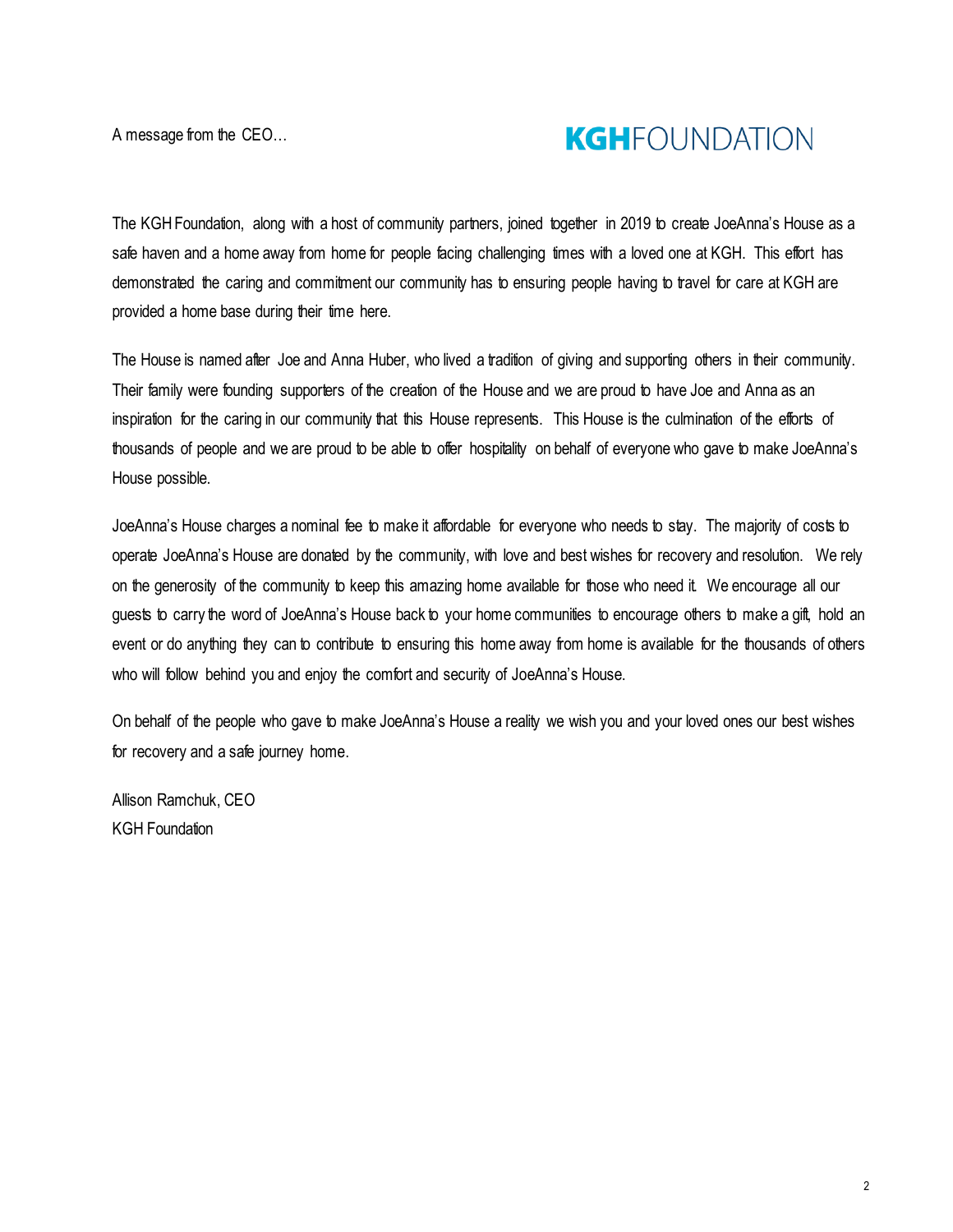A message from the CEO…

**KGH**FOUNDATION

The KGH Foundation, along with a host of community partners, joined together in 2019 to create JoeAnna's House as a safe haven and a home away from home for people facing challenging times with a loved one at KGH. This effort has demonstrated the caring and commitment our community has to ensuring people having to travel for care at KGH are provided a home base during their time here.

The House is named after Joe and Anna Huber, who lived a tradition of giving and supporting others in their community. Their family were founding supporters of the creation of the House and we are proud to have Joe and Anna as an inspiration for the caring in our community that this House represents. This House is the culmination of the efforts of thousands of people and we are proud to be able to offer hospitality on behalf of everyone who gave to make JoeAnna's House possible.

JoeAnna's House charges a nominal fee to make it affordable for everyone who needs to stay. The majority of costs to operate JoeAnna's House are donated by the community, with love and best wishes for recovery and resolution. We rely on the generosity of the community to keep this amazing home available for those who need it. We encourage all our guests to carry the word of JoeAnna's House back to your home communities to encourage others to make a gift, hold an event or do anything they can to contribute to ensuring this home away from home is available for the thousands of others who will follow behind you and enjoy the comfort and security of JoeAnna's House.

On behalf of the people who gave to make JoeAnna's House a reality we wish you and your loved ones our best wishes for recovery and a safe journey home.

Allison Ramchuk, CEO
KGH Foundation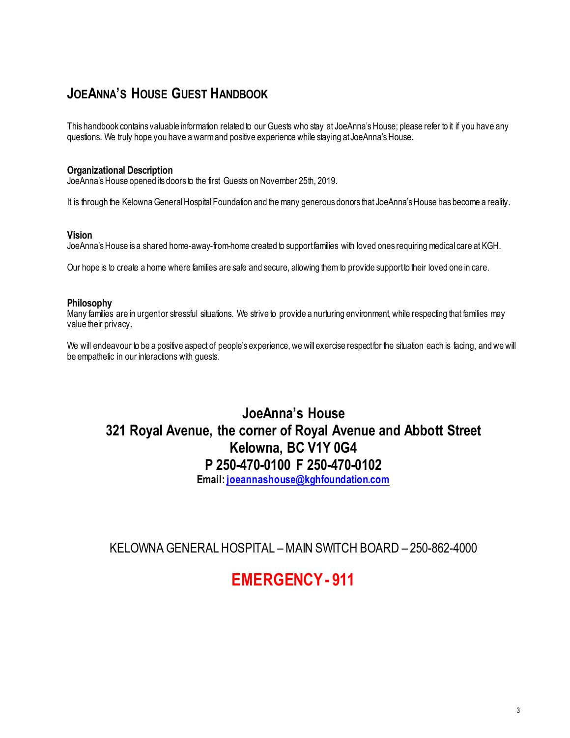# JoeAnna's House Guest Handbook

This handbook contains valuable information related to our Guests who stay at JoeAnna's House; please refer to it if you have any questions. We truly hope you have a warm and positive experience while staying at JoeAnna's House.

### Organizational Description

JoeAnna's House opened its doors to the first Guests on November 25th, 2019.

It is through the Kelowna General Hospital Foundation and the many generous donors that JoeAnna's House has become a reality.

### Vision

JoeAnna's House is a shared home-away-from-home created to support families with loved ones requiring medical care at KGH.

Our hope is to create a home where families are safe and secure, allowing them to provide support to their loved one in care.

### Philosophy

Many families are in urgent or stressful situations. We strive to provide a nurturing environment, while respecting that families may value their privacy.

We will endeavour to be a positive aspect of people's experience, we will exercise respect for the situation each is facing, and we will be empathetic in our interactions with guests.

**JoeAnna's House**
**321 Royal Avenue, the corner of Royal Avenue and Abbott Street**
**Kelowna, BC V1Y 0G4**
**P 250-470-0100 F 250-470-0102**
**Email: joeannashouse@kghfoundation.com**

KELOWNA GENERAL HOSPITAL – MAIN SWITCH BOARD – 250-862-4000

**EMERGENCY - 911**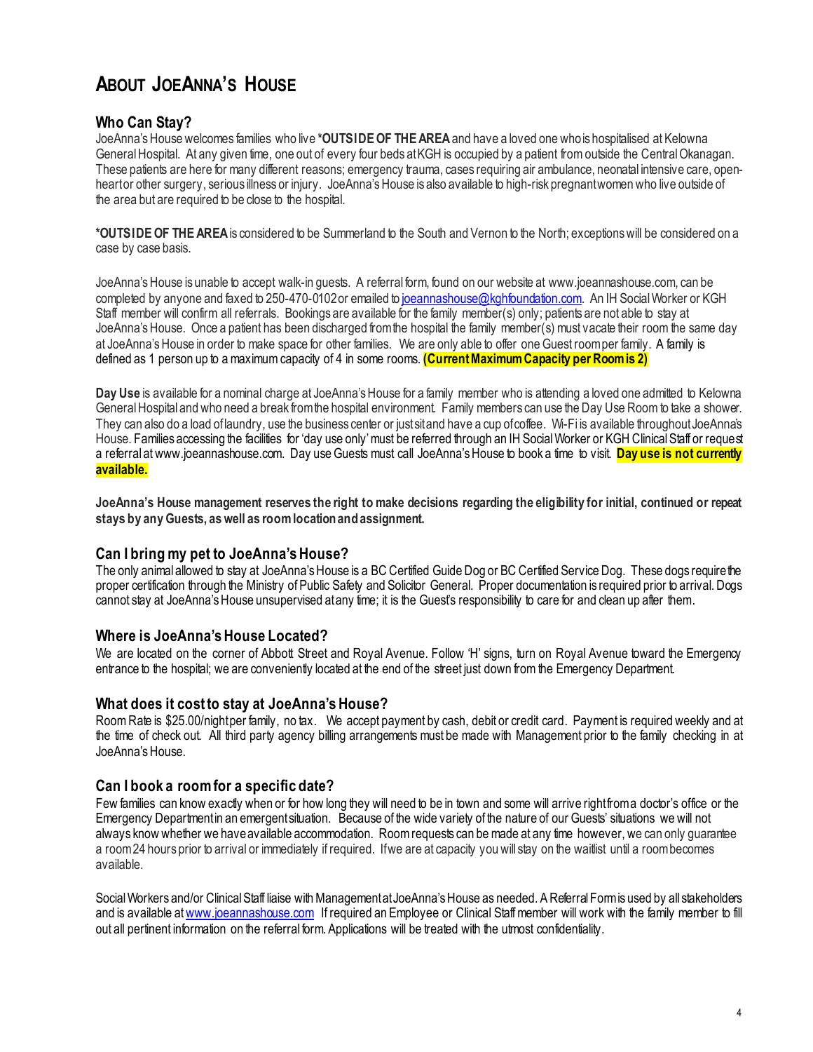# About JoeAnna's House

## Who Can Stay?

JoeAnna's House welcomes families who live ***OUTSIDE OF THE AREA** and have a loved one who is hospitalised at Kelowna General Hospital. At any given time, one out of every four beds at KGH is occupied by a patient from outside the Central Okanagan. These patients are here for many different reasons; emergency trauma, cases requiring air ambulance, neonatal intensive care, open-heart or other surgery, serious illness or injury. JoeAnna's House is also available to high-risk pregnant women who live outside of the area but are required to be close to the hospital.

***OUTSIDE OF THE AREA** is considered to be Summerland to the South and Vernon to the North; exceptions will be considered on a case by case basis.

JoeAnna's House is unable to accept walk-in guests. A referral form, found on our website at www.joeannashouse.com, can be completed by anyone and faxed to 250-470-0102 or emailed to [joeannashouse@kghfoundation.com](mailto:joeannashouse@kghfoundation.com). An IH Social Worker or KGH Staff member will confirm all referrals. Bookings are available for the family member(s) only; patients are not able to stay at JoeAnna's House. Once a patient has been discharged from the hospital the family member(s) must vacate their room the same day at JoeAnna's House in order to make space for other families. We are only able to offer one Guest room per family. A family is defined as 1 person up to a maximum capacity of 4 in some rooms. **(Current Maximum Capacity per Room is 2)**

**Day Use** is available for a nominal charge at JoeAnna's House for a family member who is attending a loved one admitted to Kelowna General Hospital and who need a break from the hospital environment. Family members can use the Day Use Room to take a shower. They can also do a load of laundry, use the business center or just sit and have a cup of coffee. Wi-Fi is available throughout JoeAnna's House. Families accessing the facilities for 'day use only' must be referred through an IH Social Worker or KGH Clinical Staff or request a referral at www.joeannashouse.com. Day use Guests must call JoeAnna's House to book a time to visit. **Day use is not currently available.**

**JoeAnna's House management reserves the right to make decisions regarding the eligibility for initial, continued or repeat stays by any Guests, as well as room location and assignment.**

## Can I bring my pet to JoeAnna's House?

The only animal allowed to stay at JoeAnna's House is a BC Certified Guide Dog or BC Certified Service Dog. These dogs require the proper certification through the Ministry of Public Safety and Solicitor General. Proper documentation is required prior to arrival. Dogs cannot stay at JoeAnna's House unsupervised at any time; it is the Guest's responsibility to care for and clean up after them.

## Where is JoeAnna's House Located?

We are located on the corner of Abbott Street and Royal Avenue. Follow 'H' signs, turn on Royal Avenue toward the Emergency entrance to the hospital; we are conveniently located at the end of the street just down from the Emergency Department.

## What does it cost to stay at JoeAnna's House?

Room Rate is $25.00/night per family, no tax. We accept payment by cash, debit or credit card. Payment is required weekly and at the time of check out. All third party agency billing arrangements must be made with Management prior to the family checking in at JoeAnna's House.

## Can I book a room for a specific date?

Few families can know exactly when or for how long they will need to be in town and some will arrive right from a doctor's office or the Emergency Department in an emergent situation. Because of the wide variety of the nature of our Guests' situations we will not always know whether we have available accommodation. Room requests can be made at any time however, we can only guarantee a room 24 hours prior to arrival or immediately if required. If we are at capacity you will stay on the waitlist until a room becomes available.

Social Workers and/or Clinical Staff liaise with Management at JoeAnna's House as needed. A Referral Form is used by all stakeholders and is available at [www.joeannashouse.com](http://www.joeannashouse.com) If required an Employee or Clinical Staff member will work with the family member to fill out all pertinent information on the referral form. Applications will be treated with the utmost confidentiality.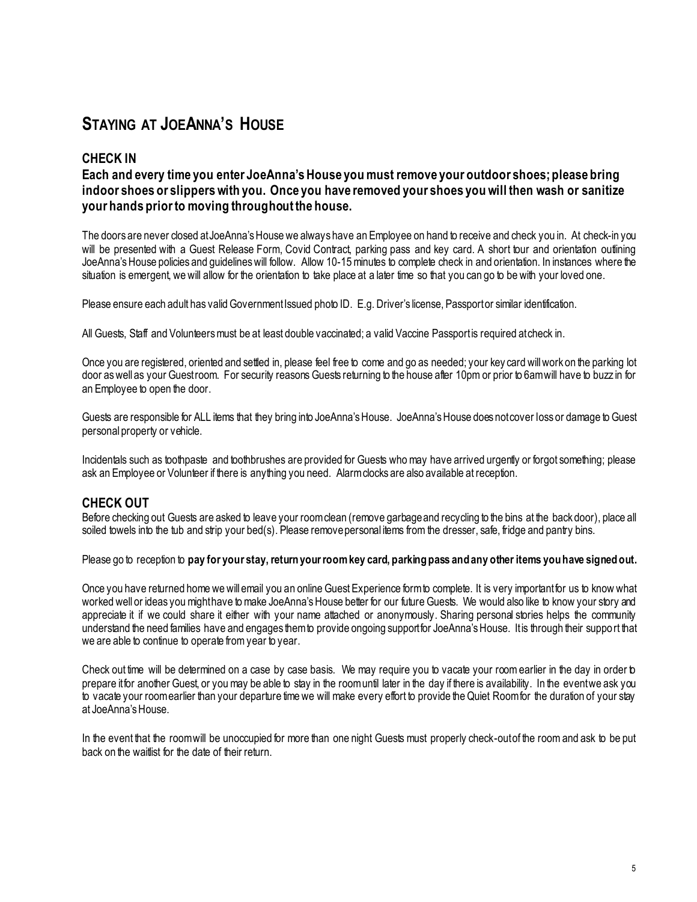# STAYING AT JOEANNA'S HOUSE

## CHECK IN

**Each and every time you enter JoeAnna's House you must remove your outdoor shoes; please bring indoor shoes or slippers with you. Once you have removed your shoes you will then wash or sanitize your hands prior to moving throughout the house.**

The doors are never closed at JoeAnna's House we always have an Employee on hand to receive and check you in. At check-in you will be presented with a Guest Release Form, Covid Contract, parking pass and key card. A short tour and orientation outlining JoeAnna's House policies and guidelines will follow. Allow 10-15 minutes to complete check in and orientation. In instances where the situation is emergent, we will allow for the orientation to take place at a later time so that you can go to be with your loved one.

Please ensure each adult has valid Government Issued photo ID. E.g. Driver's license, Passport or similar identification.

All Guests, Staff and Volunteers must be at least double vaccinated; a valid Vaccine Passport is required at check in.

Once you are registered, oriented and settled in, please feel free to come and go as needed; your key card will work on the parking lot door as well as your Guest room. For security reasons Guests returning to the house after 10pm or prior to 6am will have to buzz in for an Employee to open the door.

Guests are responsible for ALL items that they bring into JoeAnna's House. JoeAnna's House does not cover loss or damage to Guest personal property or vehicle.

Incidentals such as toothpaste and toothbrushes are provided for Guests who may have arrived urgently or forgot something; please ask an Employee or Volunteer if there is anything you need. Alarm clocks are also available at reception.

## CHECK OUT

Before checking out Guests are asked to leave your room clean (remove garbage and recycling to the bins at the back door), place all soiled towels into the tub and strip your bed(s). Please remove personal items from the dresser, safe, fridge and pantry bins.

Please go to reception to **pay for your stay, return your room key card, parking pass and any other items you have signed out.**

Once you have returned home we will email you an online Guest Experience form to complete. It is very important for us to know what worked well or ideas you might have to make JoeAnna's House better for our future Guests. We would also like to know your story and appreciate it if we could share it either with your name attached or anonymously. Sharing personal stories helps the community understand the need families have and engages them to provide ongoing support for JoeAnna's House. It is through their support that we are able to continue to operate from year to year.

Check out time will be determined on a case by case basis. We may require you to vacate your room earlier in the day in order to prepare it for another Guest, or you may be able to stay in the room until later in the day if there is availability. In the event we ask you to vacate your room earlier than your departure time we will make every effort to provide the Quiet Room for the duration of your stay at JoeAnna's House.

In the event that the room will be unoccupied for more than one night Guests must properly check-out of the room and ask to be put back on the waitlist for the date of their return.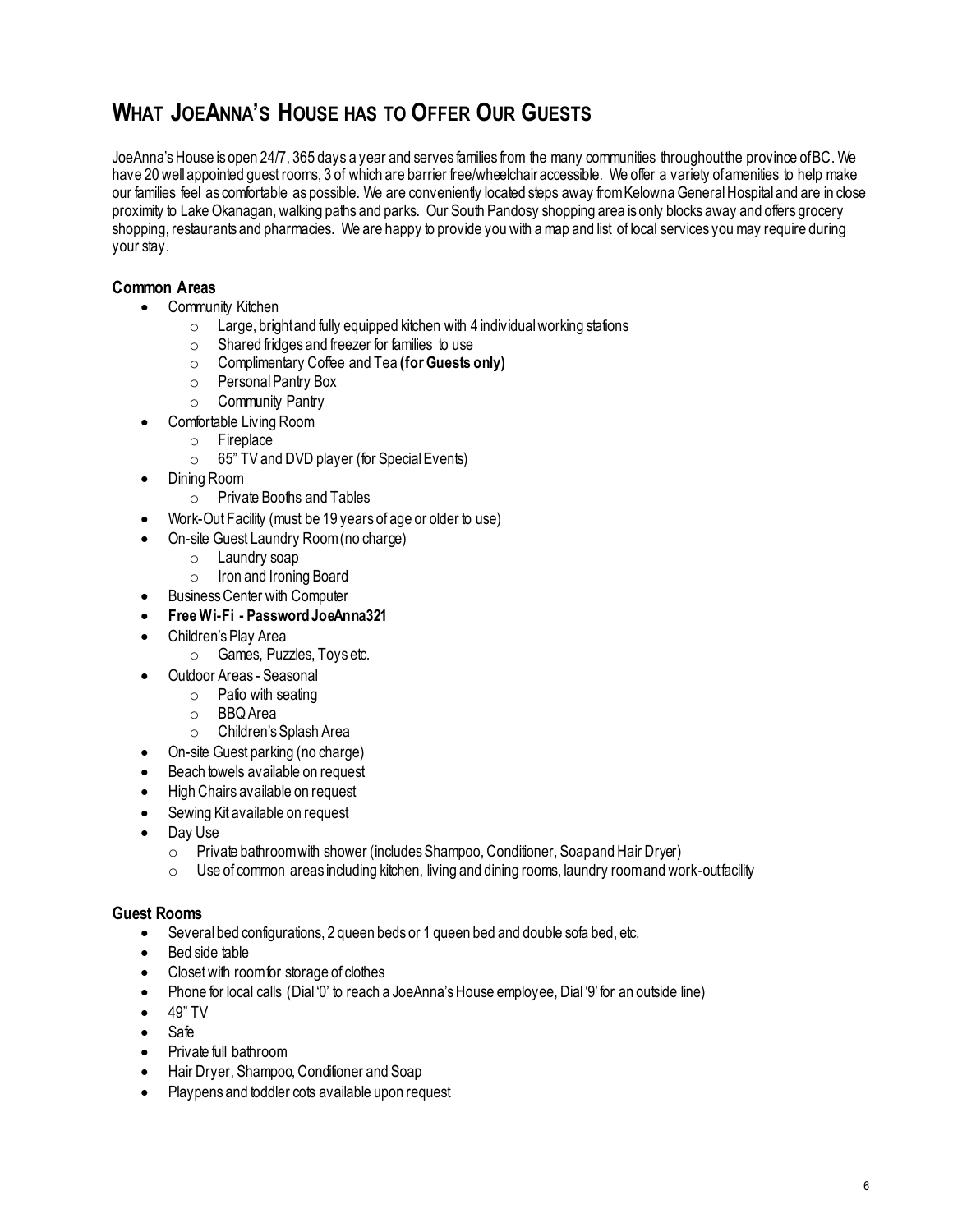## WHAT JOEANNA'S HOUSE HAS TO OFFER OUR GUESTS

JoeAnna's House is open 24/7, 365 days a year and serves families from the many communities throughout the province of BC. We have 20 well appointed guest rooms, 3 of which are barrier free/wheelchair accessible. We offer a variety of amenities to help make our families feel as comfortable as possible. We are conveniently located steps away from Kelowna General Hospital and are in close proximity to Lake Okanagan, walking paths and parks. Our South Pandosy shopping area is only blocks away and offers grocery shopping, restaurants and pharmacies. We are happy to provide you with a map and list of local services you may require during your stay.

### Common Areas

- Community Kitchen
  - Large, bright and fully equipped kitchen with 4 individual working stations
  - Shared fridges and freezer for families to use
  - Complimentary Coffee and Tea **(for Guests only)**
  - Personal Pantry Box
  - Community Pantry
- Comfortable Living Room
  - Fireplace
  - 65" TV and DVD player (for Special Events)
- Dining Room
  - Private Booths and Tables
- Work-Out Facility (must be 19 years of age or older to use)
- On-site Guest Laundry Room (no charge)
  - Laundry soap
  - Iron and Ironing Board
- Business Center with Computer
- **Free Wi-Fi - Password JoeAnna321**
- Children's Play Area
  - Games, Puzzles, Toys etc.
- Outdoor Areas - Seasonal
  - Patio with seating
  - BBQ Area
  - Children's Splash Area
- On-site Guest parking (no charge)
- Beach towels available on request
- High Chairs available on request
- Sewing Kit available on request
- Day Use
  - Private bathroom with shower (includes Shampoo, Conditioner, Soap and Hair Dryer)
  - Use of common areas including kitchen, living and dining rooms, laundry room and work-out facility

### Guest Rooms

- Several bed configurations, 2 queen beds or 1 queen bed and double sofa bed, etc.
- Bed side table
- Closet with room for storage of clothes
- Phone for local calls (Dial '0' to reach a JoeAnna's House employee, Dial '9' for an outside line)
- 49" TV
- Safe
- Private full bathroom
- Hair Dryer, Shampoo, Conditioner and Soap
- Playpens and toddler cots available upon request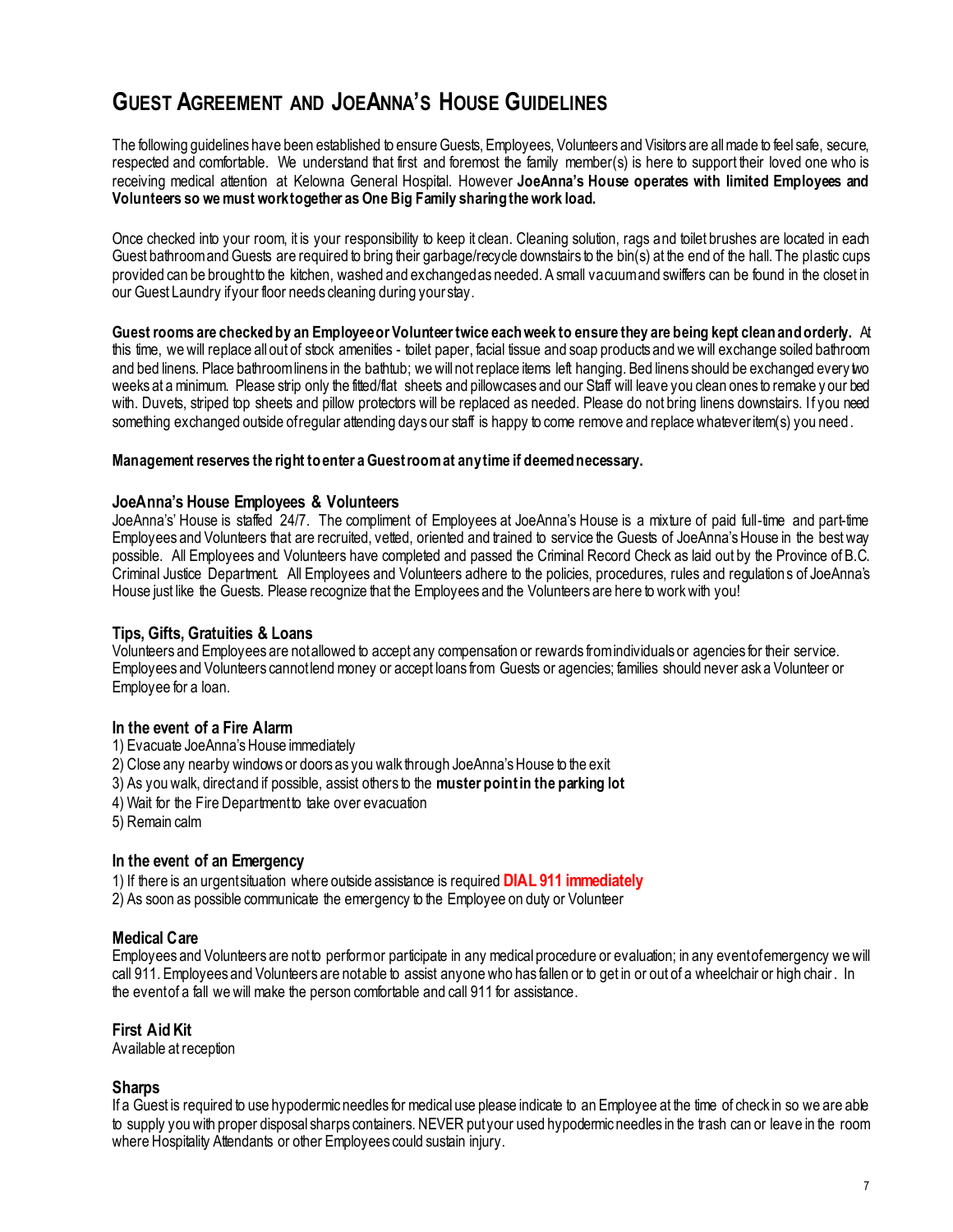# GUEST AGREEMENT AND JOEANNA'S HOUSE GUIDELINES

The following guidelines have been established to ensure Guests, Employees, Volunteers and Visitors are all made to feel safe, secure, respected and comfortable. We understand that first and foremost the family member(s) is here to support their loved one who is receiving medical attention at Kelowna General Hospital. However **JoeAnna's House operates with limited Employees and Volunteers so we must work together as One Big Family sharing the work load.**

Once checked into your room, it is your responsibility to keep it clean. Cleaning solution, rags and toilet brushes are located in each Guest bathroom and Guests are required to bring their garbage/recycle downstairs to the bin(s) at the end of the hall. The plastic cups provided can be brought to the kitchen, washed and exchanged as needed. A small vacuum and swiffers can be found in the closet in our Guest Laundry if your floor needs cleaning during your stay.

**Guest rooms are checked by an Employee or Volunteer twice each week to ensure they are being kept clean and orderly.** At this time, we will replace all out of stock amenities - toilet paper, facial tissue and soap products and we will exchange soiled bathroom and bed linens. Place bathroom linens in the bathtub; we will not replace items left hanging. Bed linens should be exchanged every two weeks at a minimum. Please strip only the fitted/flat sheets and pillowcases and our Staff will leave you clean ones to remake your bed with. Duvets, striped top sheets and pillow protectors will be replaced as needed. Please do not bring linens downstairs. If you need something exchanged outside of regular attending days our staff is happy to come remove and replace whatever item(s) you need.

**Management reserves the right to enter a Guest room at any time if deemed necessary.**

### JoeAnna's House Employees & Volunteers

JoeAnna's' House is staffed 24/7. The compliment of Employees at JoeAnna's House is a mixture of paid full-time and part-time Employees and Volunteers that are recruited, vetted, oriented and trained to service the Guests of JoeAnna's House in the best way possible. All Employees and Volunteers have completed and passed the Criminal Record Check as laid out by the Province of B.C. Criminal Justice Department. All Employees and Volunteers adhere to the policies, procedures, rules and regulations of JoeAnna's House just like the Guests. Please recognize that the Employees and the Volunteers are here to work with you!

### Tips, Gifts, Gratuities & Loans

Volunteers and Employees are not allowed to accept any compensation or rewards from individuals or agencies for their service. Employees and Volunteers cannot lend money or accept loans from Guests or agencies; families should never ask a Volunteer or Employee for a loan.

### In the event of a Fire Alarm

1) Evacuate JoeAnna's House immediately
2) Close any nearby windows or doors as you walk through JoeAnna's House to the exit
3) As you walk, direct and if possible, assist others to the **muster point in the parking lot**
4) Wait for the Fire Department to take over evacuation
5) Remain calm

### In the event of an Emergency

1) If there is an urgent situation where outside assistance is required **DIAL 911 immediately**
2) As soon as possible communicate the emergency to the Employee on duty or Volunteer

### Medical Care

Employees and Volunteers are not to perform or participate in any medical procedure or evaluation; in any event of emergency we will call 911. Employees and Volunteers are not able to assist anyone who has fallen or to get in or out of a wheelchair or high chair. In the event of a fall we will make the person comfortable and call 911 for assistance.

### First Aid Kit

Available at reception

### Sharps

If a Guest is required to use hypodermic needles for medical use please indicate to an Employee at the time of check in so we are able to supply you with proper disposal sharps containers. NEVER put your used hypodermic needles in the trash can or leave in the room where Hospitality Attendants or other Employees could sustain injury.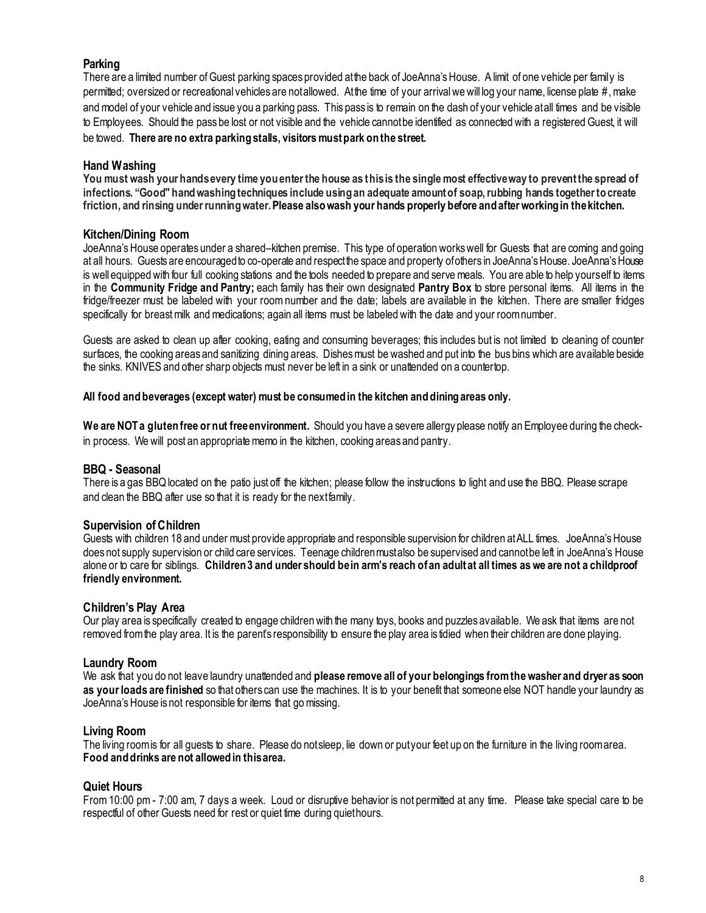### Parking

There are a limited number of Guest parking spaces provided at the back of JoeAnna's House. A limit of one vehicle per family is permitted; oversized or recreational vehicles are not allowed. At the time of your arrival we will log your name, license plate #, make and model of your vehicle and issue you a parking pass. This pass is to remain on the dash of your vehicle at all times and be visible to Employees. Should the pass be lost or not visible and the vehicle cannot be identified as connected with a registered Guest, it will be towed. **There are no extra parking stalls, visitors must park on the street.**

### Hand Washing

**You must wash your hands every time you enter the house as this is the single most effective way to prevent the spread of infections. "Good" hand washing techniques include using an adequate amount of soap, rubbing hands together to create friction, and rinsing under running water. Please also wash your hands properly before and after working in the kitchen.**

### Kitchen/Dining Room

JoeAnna's House operates under a shared–kitchen premise. This type of operation works well for Guests that are coming and going at all hours. Guests are encouraged to co-operate and respect the space and property of others in JoeAnna's House. JoeAnna's House is well equipped with four full cooking stations and the tools needed to prepare and serve meals. You are able to help yourself to items in the **Community Fridge and Pantry;** each family has their own designated **Pantry Box** to store personal items. All items in the fridge/freezer must be labeled with your room number and the date; labels are available in the kitchen. There are smaller fridges specifically for breast milk and medications; again all items must be labeled with the date and your room number.

Guests are asked to clean up after cooking, eating and consuming beverages; this includes but is not limited to cleaning of counter surfaces, the cooking areas and sanitizing dining areas. Dishes must be washed and put into the bus bins which are available beside the sinks. KNIVES and other sharp objects must never be left in a sink or unattended on a countertop.

**All food and beverages (except water) must be consumed in the kitchen and dining areas only.**

**We are NOT a gluten free or nut free environment.** Should you have a severe allergy please notify an Employee during the check-in process. We will post an appropriate memo in the kitchen, cooking areas and pantry.

### BBQ - Seasonal

There is a gas BBQ located on the patio just off the kitchen; please follow the instructions to light and use the BBQ. Please scrape and clean the BBQ after use so that it is ready for the next family.

### Supervision of Children

Guests with children 18 and under must provide appropriate and responsible supervision for children at ALL times. JoeAnna's House does not supply supervision or child care services. Teenage children must also be supervised and cannot be left in JoeAnna's House alone or to care for siblings. **Children 3 and under should be in arm's reach of an adult at all times as we are not a childproof friendly environment.**

### Children's Play Area

Our play area is specifically created to engage children with the many toys, books and puzzles available. We ask that items are not removed from the play area. It is the parent's responsibility to ensure the play area is tidied when their children are done playing.

### Laundry Room

We ask that you do not leave laundry unattended and **please remove all of your belongings from the washer and dryer as soon as your loads are finished** so that others can use the machines. It is to your benefit that someone else NOT handle your laundry as JoeAnna's House is not responsible for items that go missing.

### Living Room

The living room is for all guests to share. Please do not sleep, lie down or put your feet up on the furniture in the living room area. **Food and drinks are not allowed in this area.**

### Quiet Hours

From 10:00 pm - 7:00 am, 7 days a week. Loud or disruptive behavior is not permitted at any time. Please take special care to be respectful of other Guests need for rest or quiet time during quiet hours.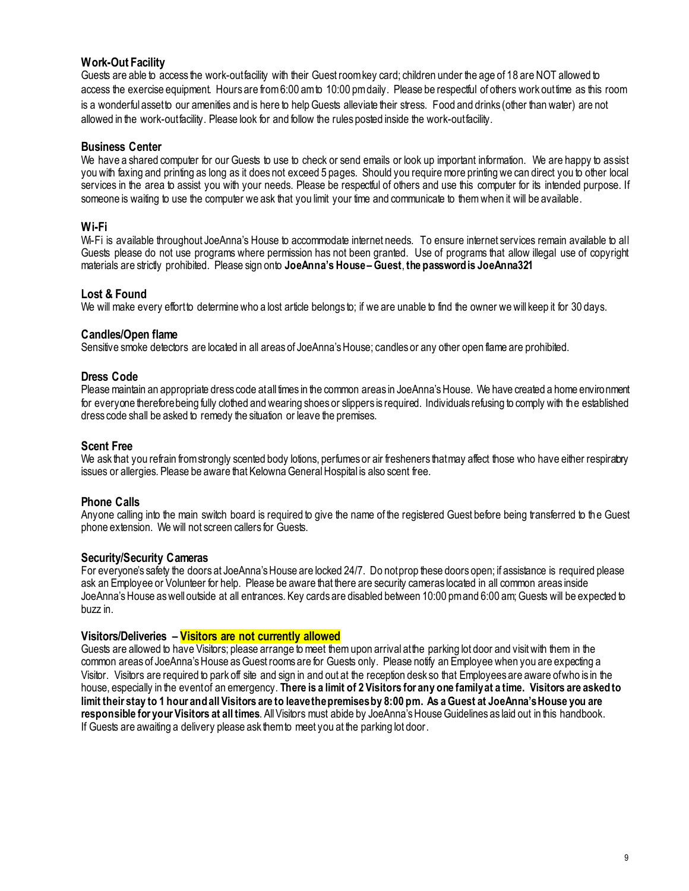### Work-Out Facility

Guests are able to access the work-out facility with their Guest room key card; children under the age of 18 are NOT allowed to access the exercise equipment. Hours are from 6:00 am to 10:00 pm daily. Please be respectful of others work out time as this room is a wonderful asset to our amenities and is here to help Guests alleviate their stress. Food and drinks (other than water) are not allowed in the work-out facility. Please look for and follow the rules posted inside the work-out facility.

### Business Center

We have a shared computer for our Guests to use to check or send emails or look up important information. We are happy to assist you with faxing and printing as long as it does not exceed 5 pages. Should you require more printing we can direct you to other local services in the area to assist you with your needs. Please be respectful of others and use this computer for its intended purpose. If someone is waiting to use the computer we ask that you limit your time and communicate to them when it will be available.

### Wi-Fi

Wi-Fi is available throughout JoeAnna's House to accommodate internet needs. To ensure internet services remain available to all Guests please do not use programs where permission has not been granted. Use of programs that allow illegal use of copyright materials are strictly prohibited. Please sign onto **JoeAnna's House – Guest**, **the password is JoeAnna321**

### Lost & Found

We will make every effort to determine who a lost article belongs to; if we are unable to find the owner we will keep it for 30 days.

### Candles/Open flame

Sensitive smoke detectors are located in all areas of JoeAnna's House; candles or any other open flame are prohibited.

### Dress Code

Please maintain an appropriate dress code at all times in the common areas in JoeAnna's House. We have created a home environment for everyone therefore being fully clothed and wearing shoes or slippers is required. Individuals refusing to comply with the established dress code shall be asked to remedy the situation or leave the premises.

### Scent Free

We ask that you refrain from strongly scented body lotions, perfumes or air fresheners that may affect those who have either respiratory issues or allergies. Please be aware that Kelowna General Hospital is also scent free.

### Phone Calls

Anyone calling into the main switch board is required to give the name of the registered Guest before being transferred to the Guest phone extension. We will not screen callers for Guests.

### Security/Security Cameras

For everyone's safety the doors at JoeAnna's House are locked 24/7. Do not prop these doors open; if assistance is required please ask an Employee or Volunteer for help. Please be aware that there are security cameras located in all common areas inside JoeAnna's House as well outside at all entrances. Key cards are disabled between 10:00 pm and 6:00 am; Guests will be expected to buzz in.

### Visitors/Deliveries – Visitors are not currently allowed

Guests are allowed to have Visitors; please arrange to meet them upon arrival at the parking lot door and visit with them in the common areas of JoeAnna's House as Guest rooms are for Guests only. Please notify an Employee when you are expecting a Visitor. Visitors are required to park off site and sign in and out at the reception desk so that Employees are aware of who is in the house, especially in the event of an emergency. **There is a limit of 2 Visitors for any one family at a time. Visitors are asked to limit their stay to 1 hour and all Visitors are to leave the premises by 8:00 pm. As a Guest at JoeAnna's House you are responsible for your Visitors at all times**. All Visitors must abide by JoeAnna's House Guidelines as laid out in this handbook. If Guests are awaiting a delivery please ask them to meet you at the parking lot door.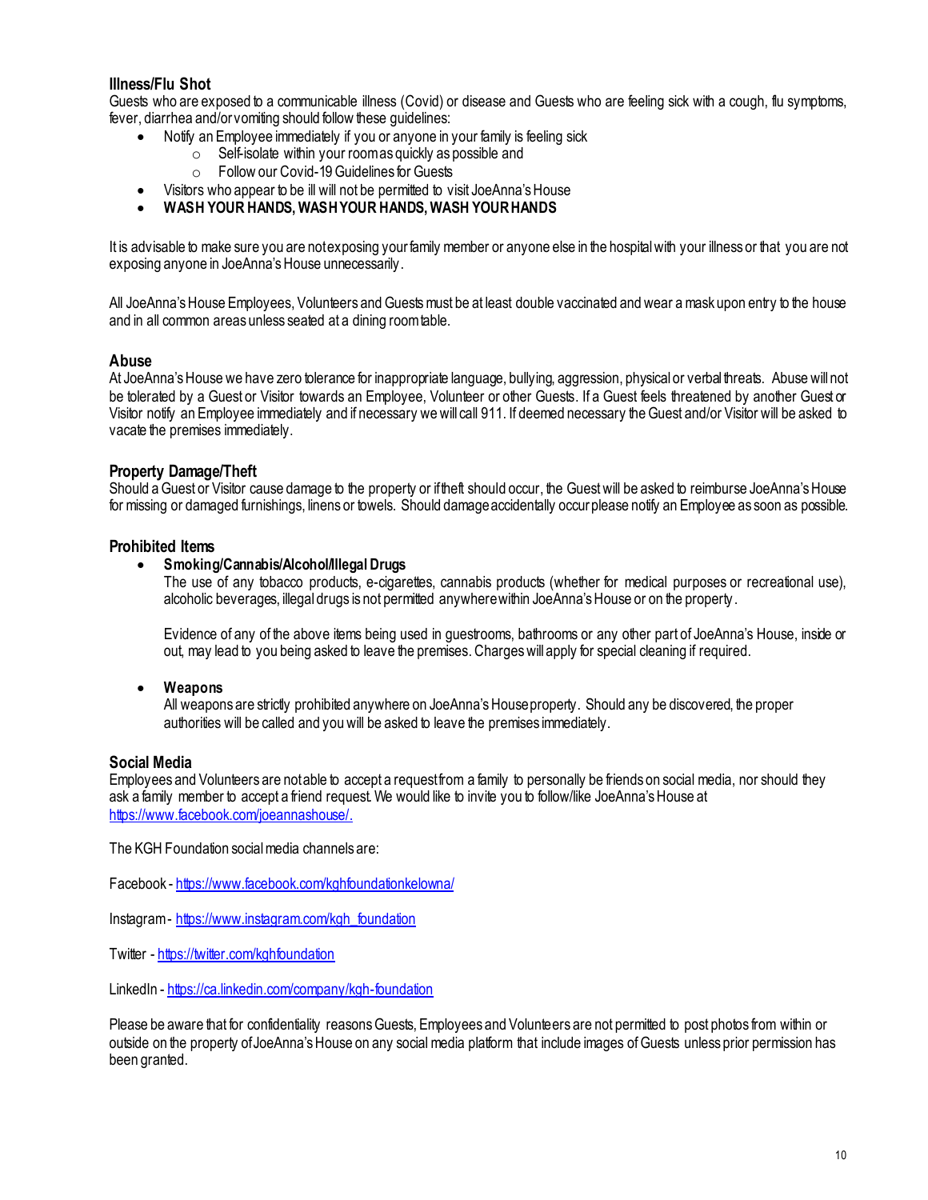### Illness/Flu Shot

Guests who are exposed to a communicable illness (Covid) or disease and Guests who are feeling sick with a cough, flu symptoms, fever, diarrhea and/or vomiting should follow these guidelines:

- Notify an Employee immediately if you or anyone in your family is feeling sick
  - Self-isolate within your room as quickly as possible and
  - Follow our Covid-19 Guidelines for Guests
- Visitors who appear to be ill will not be permitted to visit JoeAnna's House
- **WASH YOUR HANDS, WASH YOUR HANDS, WASH YOUR HANDS**

It is advisable to make sure you are not exposing your family member or anyone else in the hospital with your illness or that you are not exposing anyone in JoeAnna's House unnecessarily.

All JoeAnna's House Employees, Volunteers and Guests must be at least double vaccinated and wear a mask upon entry to the house and in all common areas unless seated at a dining room table.

### Abuse

At JoeAnna's House we have zero tolerance for inappropriate language, bullying, aggression, physical or verbal threats. Abuse will not be tolerated by a Guest or Visitor towards an Employee, Volunteer or other Guests. If a Guest feels threatened by another Guest or Visitor notify an Employee immediately and if necessary we will call 911. If deemed necessary the Guest and/or Visitor will be asked to vacate the premises immediately.

### Property Damage/Theft

Should a Guest or Visitor cause damage to the property or if theft should occur, the Guest will be asked to reimburse JoeAnna's House for missing or damaged furnishings, linens or towels. Should damage accidentally occur please notify an Employee as soon as possible.

### Prohibited Items

- **Smoking/Cannabis/Alcohol/Illegal Drugs**

  The use of any tobacco products, e-cigarettes, cannabis products (whether for medical purposes or recreational use), alcoholic beverages, illegal drugs is not permitted anywhere within JoeAnna's House or on the property.

  Evidence of any of the above items being used in guestrooms, bathrooms or any other part of JoeAnna's House, inside or out, may lead to you being asked to leave the premises. Charges will apply for special cleaning if required.

- **Weapons**

  All weapons are strictly prohibited anywhere on JoeAnna's House property. Should any be discovered, the proper authorities will be called and you will be asked to leave the premises immediately.

### Social Media

Employees and Volunteers are not able to accept a request from a family to personally be friends on social media, nor should they ask a family member to accept a friend request. We would like to invite you to follow/like JoeAnna's House at https://www.facebook.com/joeannashouse/.

The KGH Foundation social media channels are:

Facebook - https://www.facebook.com/kghfoundationkelowna/

Instagram - https://www.instagram.com/kgh_foundation

Twitter - https://twitter.com/kghfoundation

LinkedIn - https://ca.linkedin.com/company/kgh-foundation

Please be aware that for confidentiality reasons Guests, Employees and Volunteers are not permitted to post photos from within or outside on the property of JoeAnna's House on any social media platform that include images of Guests unless prior permission has been granted.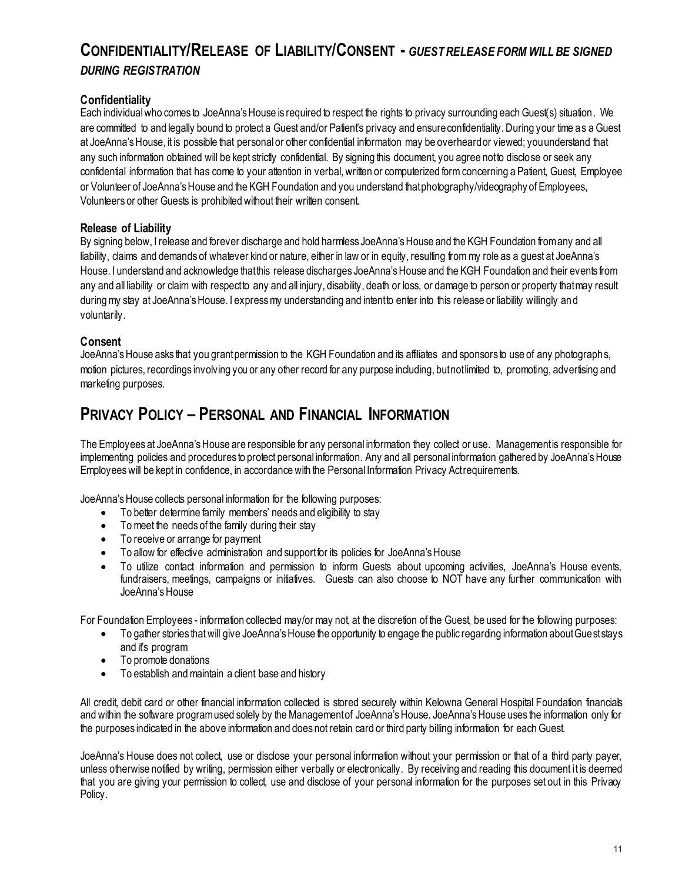## CONFIDENTIALITY/RELEASE OF LIABILITY/CONSENT - *GUEST RELEASE FORM WILL BE SIGNED DURING REGISTRATION*

### Confidentiality

Each individual who comes to JoeAnna's House is required to respect the rights to privacy surrounding each Guest(s) situation. We are committed to and legally bound to protect a Guest and/or Patient's privacy and ensure confidentiality. During your time as a Guest at JoeAnna's House, it is possible that personal or other confidential information may be overheard or viewed; you understand that any such information obtained will be kept strictly confidential. By signing this document, you agree not to disclose or seek any confidential information that has come to your attention in verbal, written or computerized form concerning a Patient, Guest, Employee or Volunteer of JoeAnna's House and the KGH Foundation and you understand that photography/videography of Employees, Volunteers or other Guests is prohibited without their written consent.

### Release of Liability

By signing below, I release and forever discharge and hold harmless JoeAnna's House and the KGH Foundation from any and all liability, claims and demands of whatever kind or nature, either in law or in equity, resulting from my role as a guest at JoeAnna's House. I understand and acknowledge that this release discharges JoeAnna's House and the KGH Foundation and their events from any and all liability or claim with respect to any and all injury, disability, death or loss, or damage to person or property that may result during my stay at JoeAnna's House. I express my understanding and intent to enter into this release or liability willingly and voluntarily.

### Consent

JoeAnna's House asks that you grant permission to the KGH Foundation and its affiliates and sponsors to use of any photographs, motion pictures, recordings involving you or any other record for any purpose including, but not limited to, promoting, advertising and marketing purposes.

## PRIVACY POLICY – PERSONAL AND FINANCIAL INFORMATION

The Employees at JoeAnna's House are responsible for any personal information they collect or use. Management is responsible for implementing policies and procedures to protect personal information. Any and all personal information gathered by JoeAnna's House Employees will be kept in confidence, in accordance with the Personal Information Privacy Act requirements.

JoeAnna's House collects personal information for the following purposes:

- To better determine family members' needs and eligibility to stay
- To meet the needs of the family during their stay
- To receive or arrange for payment
- To allow for effective administration and support for its policies for JoeAnna's House
- To utilize contact information and permission to inform Guests about upcoming activities, JoeAnna's House events, fundraisers, meetings, campaigns or initiatives. Guests can also choose to NOT have any further communication with JoeAnna's House

For Foundation Employees - information collected may/or may not, at the discretion of the Guest, be used for the following purposes:

- To gather stories that will give JoeAnna's House the opportunity to engage the public regarding information about Guest stays and it's program
- To promote donations
- To establish and maintain a client base and history

All credit, debit card or other financial information collected is stored securely within Kelowna General Hospital Foundation financials and within the software program used solely by the Management of JoeAnna's House. JoeAnna's House uses the information only for the purposes indicated in the above information and does not retain card or third party billing information for each Guest.

JoeAnna's House does not collect, use or disclose your personal information without your permission or that of a third party payer, unless otherwise notified by writing, permission either verbally or electronically. By receiving and reading this document it is deemed that you are giving your permission to collect, use and disclose of your personal information for the purposes set out in this Privacy Policy.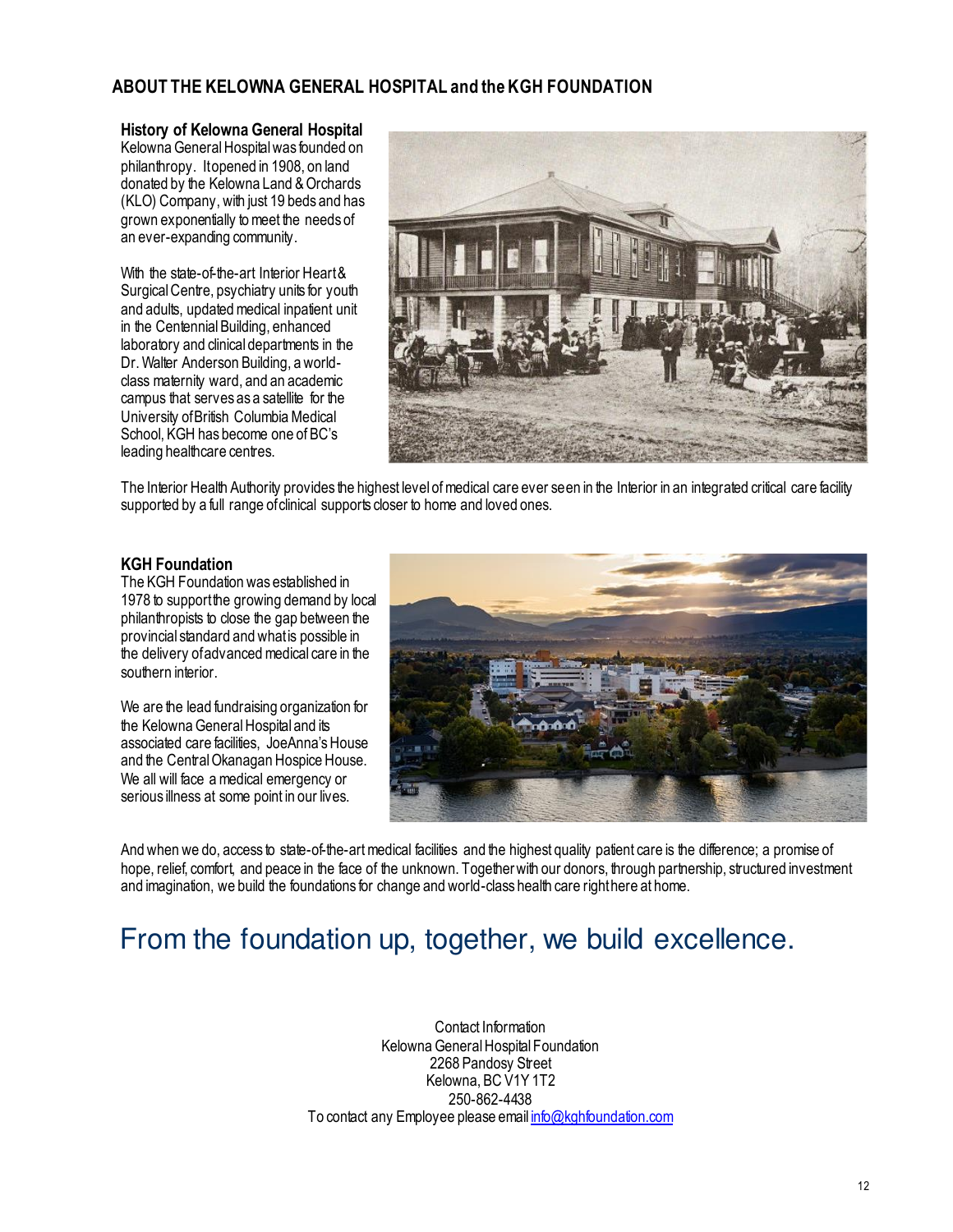## ABOUT THE KELOWNA GENERAL HOSPITAL and the KGH FOUNDATION

### History of Kelowna General Hospital

Kelowna General Hospital was founded on philanthropy. It opened in 1908, on land donated by the Kelowna Land & Orchards (KLO) Company, with just 19 beds and has grown exponentially to meet the needs of an ever-expanding community.

With the state-of-the-art Interior Heart & Surgical Centre, psychiatry units for youth and adults, updated medical inpatient unit in the Centennial Building, enhanced laboratory and clinical departments in the Dr. Walter Anderson Building, a world-class maternity ward, and an academic campus that serves as a satellite for the University of British Columbia Medical School, KGH has become one of BC's leading healthcare centres.

The Interior Health Authority provides the highest level of medical care ever seen in the Interior in an integrated critical care facility supported by a full range of clinical supports closer to home and loved ones.

### KGH Foundation

The KGH Foundation was established in 1978 to support the growing demand by local philanthropists to close the gap between the provincial standard and what is possible in the delivery of advanced medical care in the southern interior.

We are the lead fundraising organization for the Kelowna General Hospital and its associated care facilities, JoeAnna's House and the Central Okanagan Hospice House. We all will face a medical emergency or serious illness at some point in our lives.

And when we do, access to state-of-the-art medical facilities and the highest quality patient care is the difference; a promise of hope, relief, comfort, and peace in the face of the unknown. Together with our donors, through partnership, structured investment and imagination, we build the foundations for change and world-class health care right here at home.

# From the foundation up, together, we build excellence.

Contact Information
Kelowna General Hospital Foundation
2268 Pandosy Street
Kelowna, BC V1Y 1T2
250-862-4438
To contact any Employee please email info@kghfoundation.com